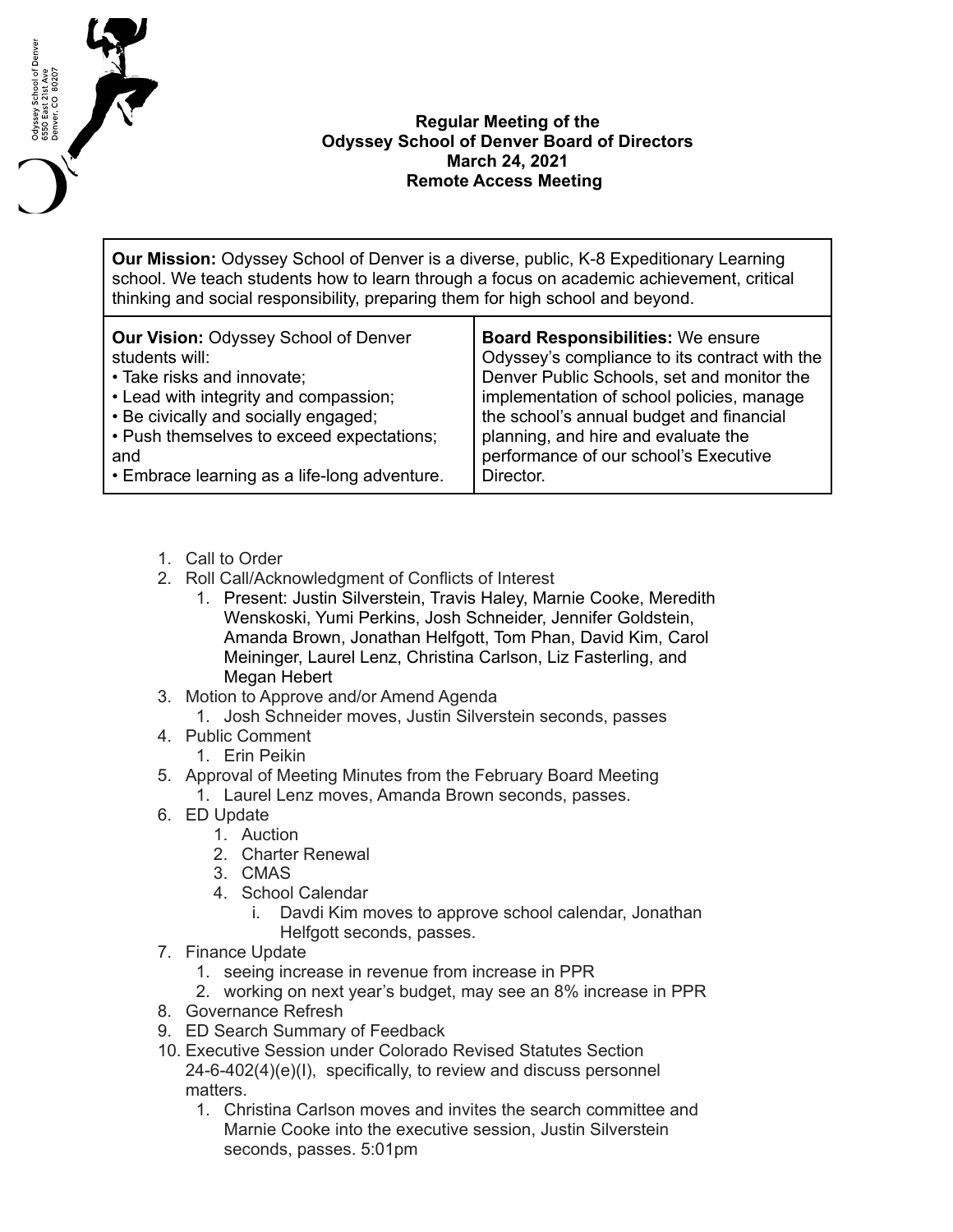Odyssey School of Denver
6550 East 21st Ave
Denver, CO 80207

**Regular Meeting of the**
**Odyssey School of Denver Board of Directors**
**March 24, 2021**
**Remote Access Meeting**

| **Our Mission:** Odyssey School of Denver is a diverse, public, K-8 Expeditionary Learning school. We teach students how to learn through a focus on academic achievement, critical thinking and social responsibility, preparing them for high school and beyond. | |
|---|---|
| **Our Vision:** Odyssey School of Denver students will:<br>• Take risks and innovate;<br>• Lead with integrity and compassion;<br>• Be civically and socially engaged;<br>• Push themselves to exceed expectations; and<br>• Embrace learning as a life-long adventure. | **Board Responsibilities:** We ensure Odyssey's compliance to its contract with the Denver Public Schools, set and monitor the implementation of school policies, manage the school's annual budget and financial planning, and hire and evaluate the performance of our school's Executive Director. |

1. Call to Order
2. Roll Call/Acknowledgment of Conflicts of Interest
    1. Present: Justin Silverstein, Travis Haley, Marnie Cooke, Meredith Wenskoski, Yumi Perkins, Josh Schneider, Jennifer Goldstein, Amanda Brown, Jonathan Helfgott, Tom Phan, David Kim, Carol Meininger, Laurel Lenz, Christina Carlson, Liz Fasterling, and Megan Hebert
3. Motion to Approve and/or Amend Agenda
    1. Josh Schneider moves, Justin Silverstein seconds, passes
4. Public Comment
    1. Erin Peikin
5. Approval of Meeting Minutes from the February Board Meeting
    1. Laurel Lenz moves, Amanda Brown seconds, passes.
6. ED Update
    1. Auction
    2. Charter Renewal
    3. CMAS
    4. School Calendar
        i. Davdi Kim moves to approve school calendar, Jonathan Helfgott seconds, passes.
7. Finance Update
    1. seeing increase in revenue from increase in PPR
    2. working on next year's budget, may see an 8% increase in PPR
8. Governance Refresh
9. ED Search Summary of Feedback
10. Executive Session under Colorado Revised Statutes Section 24-6-402(4)(e)(I), specifically, to review and discuss personnel matters.
    1. Christina Carlson moves and invites the search committee and Marnie Cooke into the executive session, Justin Silverstein seconds, passes. 5:01pm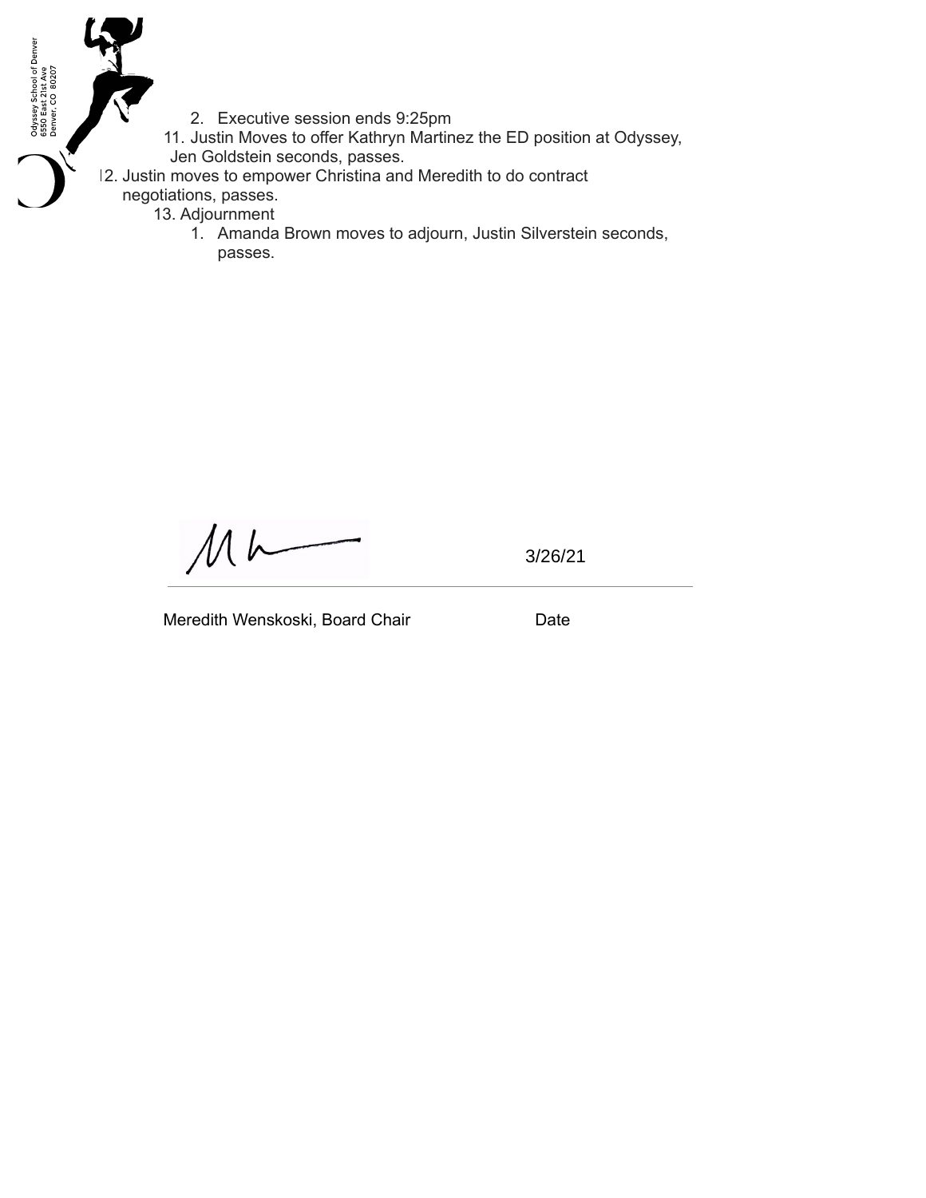2. Executive session ends 9:25pm

11. Justin Moves to offer Kathryn Martinez the ED position at Odyssey, Jen Goldstein seconds, passes.

12. Justin moves to empower Christina and Meredith to do contract negotiations, passes.

13. Adjournment

    1. Amanda Brown moves to adjourn, Justin Silverstein seconds, passes.

3/26/21

Meredith Wenskoski, Board Chair | Date